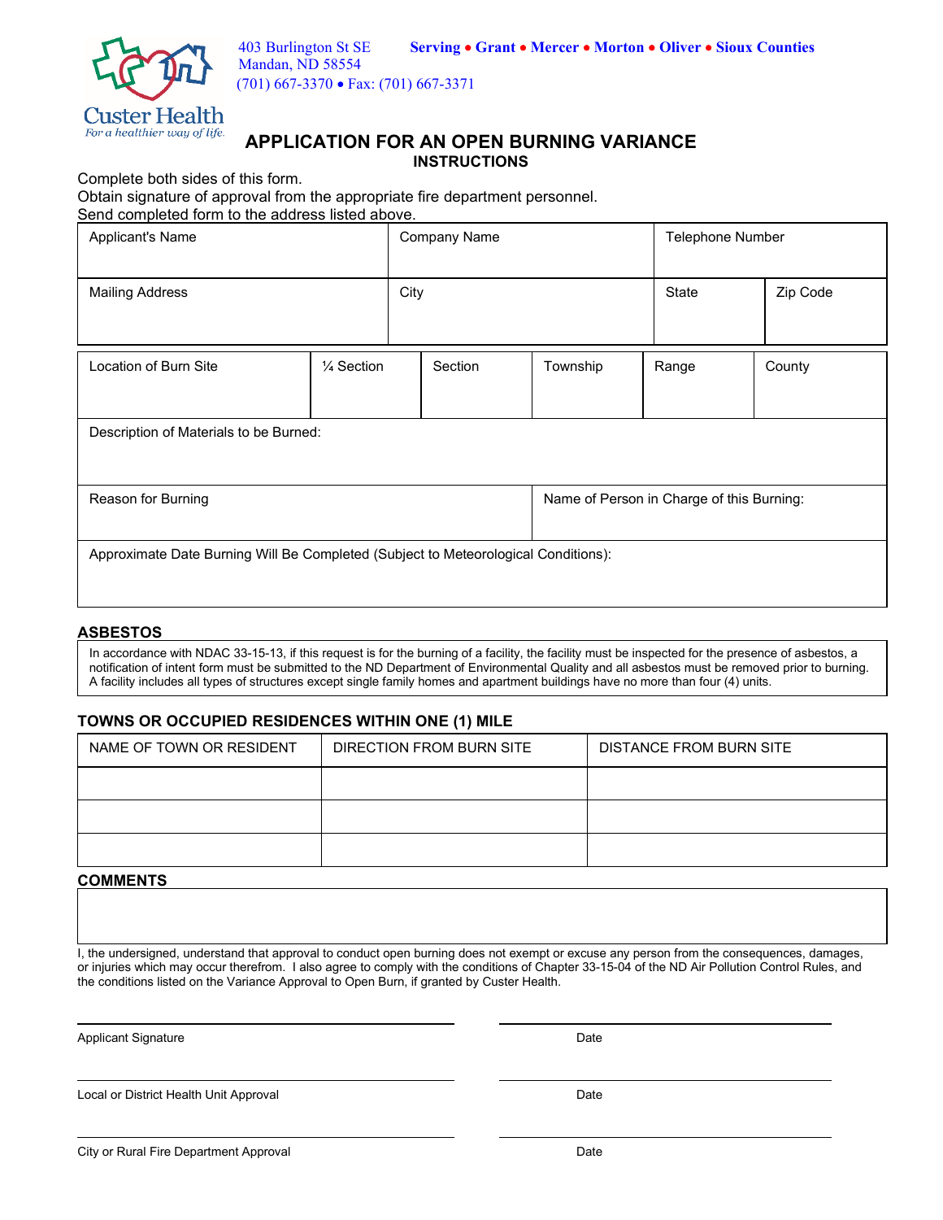Custer Health
*For a healthier way of life.*

403 Burlington St SE
Mandan, ND 58554
(701) 667-3370 • Fax: (701) 667-3371

**Serving • Grant • Mercer • Morton • Oliver • Sioux Counties**

# APPLICATION FOR AN OPEN BURNING VARIANCE

## INSTRUCTIONS

Complete both sides of this form.
Obtain signature of approval from the appropriate fire department personnel.
Send completed form to the address listed above.

| Applicant's Name | Company Name | Telephone Number | |
|---|---|---|---|
| Mailing Address | City | State | Zip Code |

| Location of Burn Site | ¼ Section | Section | Township | Range | County |
|---|---|---|---|---|---|
| | | | | | |

Description of Materials to be Burned:

| Reason for Burning | Name of Person in Charge of this Burning: |
|---|---|
| | |

Approximate Date Burning Will Be Completed (Subject to Meteorological Conditions):

### ASBESTOS

In accordance with NDAC 33-15-13, if this request is for the burning of a facility, the facility must be inspected for the presence of asbestos, a notification of intent form must be submitted to the ND Department of Environmental Quality and all asbestos must be removed prior to burning. A facility includes all types of structures except single family homes and apartment buildings have no more than four (4) units.

### TOWNS OR OCCUPIED RESIDENCES WITHIN ONE (1) MILE

| NAME OF TOWN OR RESIDENT | DIRECTION FROM BURN SITE | DISTANCE FROM BURN SITE |
|---|---|---|
| | | |
| | | |
| | | |

### COMMENTS

I, the undersigned, understand that approval to conduct open burning does not exempt or excuse any person from the consequences, damages, or injuries which may occur therefrom. I also agree to comply with the conditions of Chapter 33-15-04 of the ND Air Pollution Control Rules, and the conditions listed on the Variance Approval to Open Burn, if granted by Custer Health.

Applicant Signature ____________________ Date ____________________

Local or District Health Unit Approval ____________________ Date ____________________

City or Rural Fire Department Approval ____________________ Date ____________________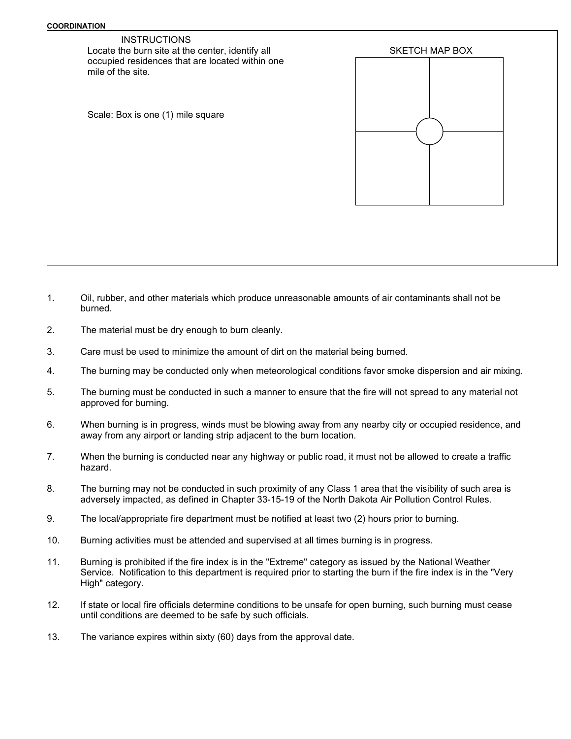**COORDINATION**

INSTRUCTIONS

Locate the burn site at the center, identify all occupied residences that are located within one mile of the site.

Scale: Box is one (1) mile square

SKETCH MAP BOX

1. Oil, rubber, and other materials which produce unreasonable amounts of air contaminants shall not be burned.
2. The material must be dry enough to burn cleanly.
3. Care must be used to minimize the amount of dirt on the material being burned.
4. The burning may be conducted only when meteorological conditions favor smoke dispersion and air mixing.
5. The burning must be conducted in such a manner to ensure that the fire will not spread to any material not approved for burning.
6. When burning is in progress, winds must be blowing away from any nearby city or occupied residence, and away from any airport or landing strip adjacent to the burn location.
7. When the burning is conducted near any highway or public road, it must not be allowed to create a traffic hazard.
8. The burning may not be conducted in such proximity of any Class 1 area that the visibility of such area is adversely impacted, as defined in Chapter 33-15-19 of the North Dakota Air Pollution Control Rules.
9. The local/appropriate fire department must be notified at least two (2) hours prior to burning.
10. Burning activities must be attended and supervised at all times burning is in progress.
11. Burning is prohibited if the fire index is in the "Extreme" category as issued by the National Weather Service. Notification to this department is required prior to starting the burn if the fire index is in the "Very High" category.
12. If state or local fire officials determine conditions to be unsafe for open burning, such burning must cease until conditions are deemed to be safe by such officials.
13. The variance expires within sixty (60) days from the approval date.